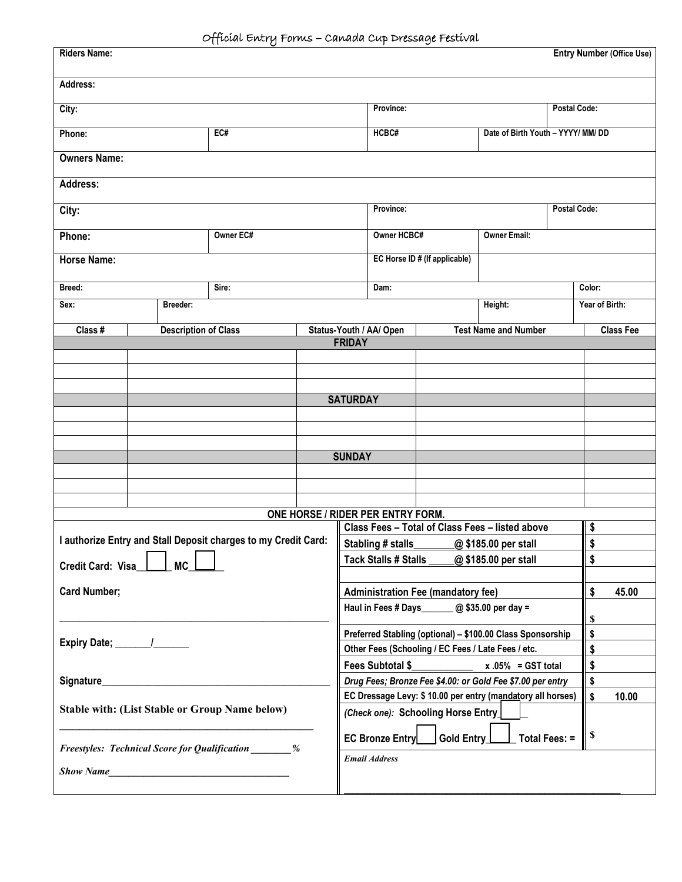# Official Entry Forms – Canada Cup Dressage Festival

| Riders Name: | | | | | Entry Number (Office Use) |
|---|---|---|---|---|---|
| Address: | | | | | |
| City: | | | Province: | | Postal Code: |
| Phone: | EC# | | HCBC# | Date of Birth Youth – YYYY/ MM/ DD | |
| **Owners Name:** | | | | | |
| **Address:** | | | | | |
| **City:** | | | Province: | | Postal Code: |
| **Phone:** | Owner EC# | | Owner HCBC# | Owner Email: | |
| **Horse Name:** | | | EC Horse ID # (If applicable) | | |
| Breed: | Sire: | | Dam: | | Color: |
| Sex: | Breeder: | | | Height: | Year of Birth: |

| Class # | Description of Class | Status-Youth / AA/ Open | Test Name and Number | Class Fee |
|---|---|---|---|---|
| | | **FRIDAY** | | |
| | | | | |
| | | | | |
| | | | | |
| | | **SATURDAY** | | |
| | | | | |
| | | | | |
| | | | | |
| | | **SUNDAY** | | |
| | | | | |
| | | | | |
| | | | | |

**ONE HORSE / RIDER PER ENTRY FORM.**

I authorize Entry and Stall Deposit charges to my Credit Card:

Credit Card: Visa____ ☐ MC____ ☐

Card Number;

_____________________________________________

Expiry Date; _______/_______

Signature_____________________________________________

**Stable with: (List Stable or Group Name below)**

_____________________________________________

*Freestyles: Technical Score for Qualification ________%*

*Show Name_____________________________________*

| | |
|---|---|
| Class Fees – Total of Class Fees – listed above | $ |
| Stabling # stalls________@ $185.00 per stall | $ |
| Tack Stalls # Stalls _____@ $185.00 per stall | $ |
| | |
| Administration Fee (mandatory fee) | $ 45.00 |
| Haul in Fees # Days_______ @ $35.00 per day = | $ |
| Preferred Stabling (optional) – $100.00 Class Sponsorship | $ |
| Other Fees (Schooling / EC Fees / Late Fees / etc. | $ |
| Fees Subtotal $____________ x .05% = GST total | $ |
| *Drug Fees; Bronze Fee $4.00: or Gold Fee $7.00 per entry* | $ |
| EC Dressage Levy: $ 10.00 per entry (mandatory all horses) | $ 10.00 |
| *(Check one):* Schooling Horse Entry ☐ EC Bronze Entry ☐ Gold Entry ☐ Total Fees: = | $ |

*Email Address*

_____________________________________________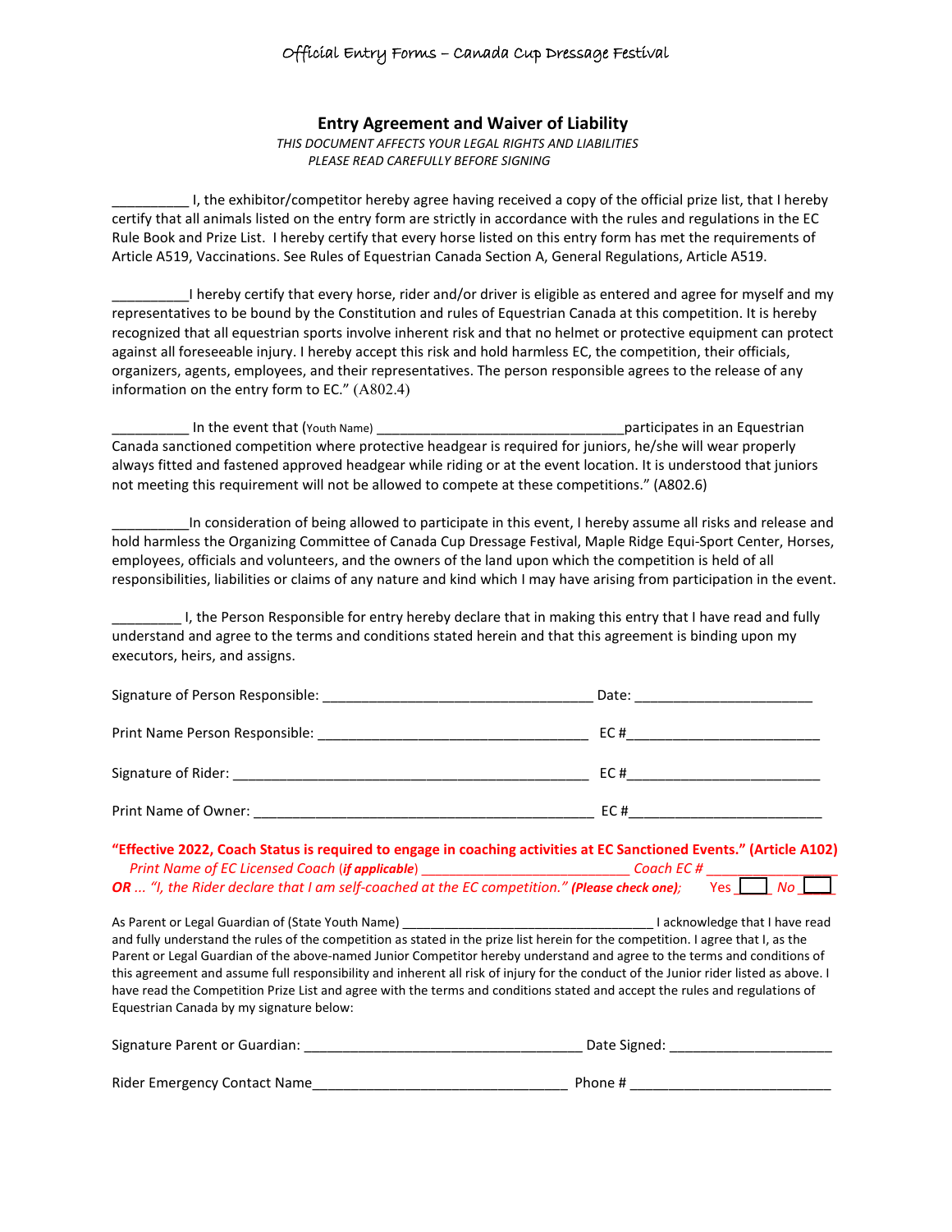# Entry Agreement and Waiver of Liability

*THIS DOCUMENT AFFECTS YOUR LEGAL RIGHTS AND LIABILITIES*
*PLEASE READ CAREFULLY BEFORE SIGNING*

__________ I, the exhibitor/competitor hereby agree having received a copy of the official prize list, that I hereby certify that all animals listed on the entry form are strictly in accordance with the rules and regulations in the EC Rule Book and Prize List. I hereby certify that every horse listed on this entry form has met the requirements of Article A519, Vaccinations. See Rules of Equestrian Canada Section A, General Regulations, Article A519.

__________I hereby certify that every horse, rider and/or driver is eligible as entered and agree for myself and my representatives to be bound by the Constitution and rules of Equestrian Canada at this competition. It is hereby recognized that all equestrian sports involve inherent risk and that no helmet or protective equipment can protect against all foreseeable injury. I hereby accept this risk and hold harmless EC, the competition, their officials, organizers, agents, employees, and their representatives. The person responsible agrees to the release of any information on the entry form to EC." (A802.4)

__________ In the event that (Youth Name) ________________________________participates in an Equestrian Canada sanctioned competition where protective headgear is required for juniors, he/she will wear properly always fitted and fastened approved headgear while riding or at the event location. It is understood that juniors not meeting this requirement will not be allowed to compete at these competitions." (A802.6)

__________In consideration of being allowed to participate in this event, I hereby assume all risks and release and hold harmless the Organizing Committee of Canada Cup Dressage Festival, Maple Ridge Equi-Sport Center, Horses, employees, officials and volunteers, and the owners of the land upon which the competition is held of all responsibilities, liabilities or claims of any nature and kind which I may have arising from participation in the event.

_________ I, the Person Responsible for entry hereby declare that in making this entry that I have read and fully understand and agree to the terms and conditions stated herein and that this agreement is binding upon my executors, heirs, and assigns.

Signature of Person Responsible: ___________________________________ Date: ______________________

Print Name Person Responsible: ___________________________________ EC #________________________

Signature of Rider: ______________________________________________ EC #________________________

Print Name of Owner: ____________________________________________ EC #________________________

**"Effective 2022, Coach Status is required to engage in coaching activities at EC Sanctioned Events." (Article A102)**

*Print Name of EC Licensed Coach (**if applicable**) __________________________ Coach EC # _________________*

***OR** ... "I, the Rider declare that I am self-coached at the EC competition." **(Please check one)**; Yes ☐ No ☐*

As Parent or Legal Guardian of (State Youth Name) ___________________________________ I acknowledge that I have read and fully understand the rules of the competition as stated in the prize list herein for the competition. I agree that I, as the Parent or Legal Guardian of the above-named Junior Competitor hereby understand and agree to the terms and conditions of this agreement and assume full responsibility and inherent all risk of injury for the conduct of the Junior rider listed as above. I have read the Competition Prize List and agree with the terms and conditions stated and accept the rules and regulations of Equestrian Canada by my signature below:

Signature Parent or Guardian: ___________________________________ Date Signed: ____________________

Rider Emergency Contact Name________________________________ Phone # _________________________